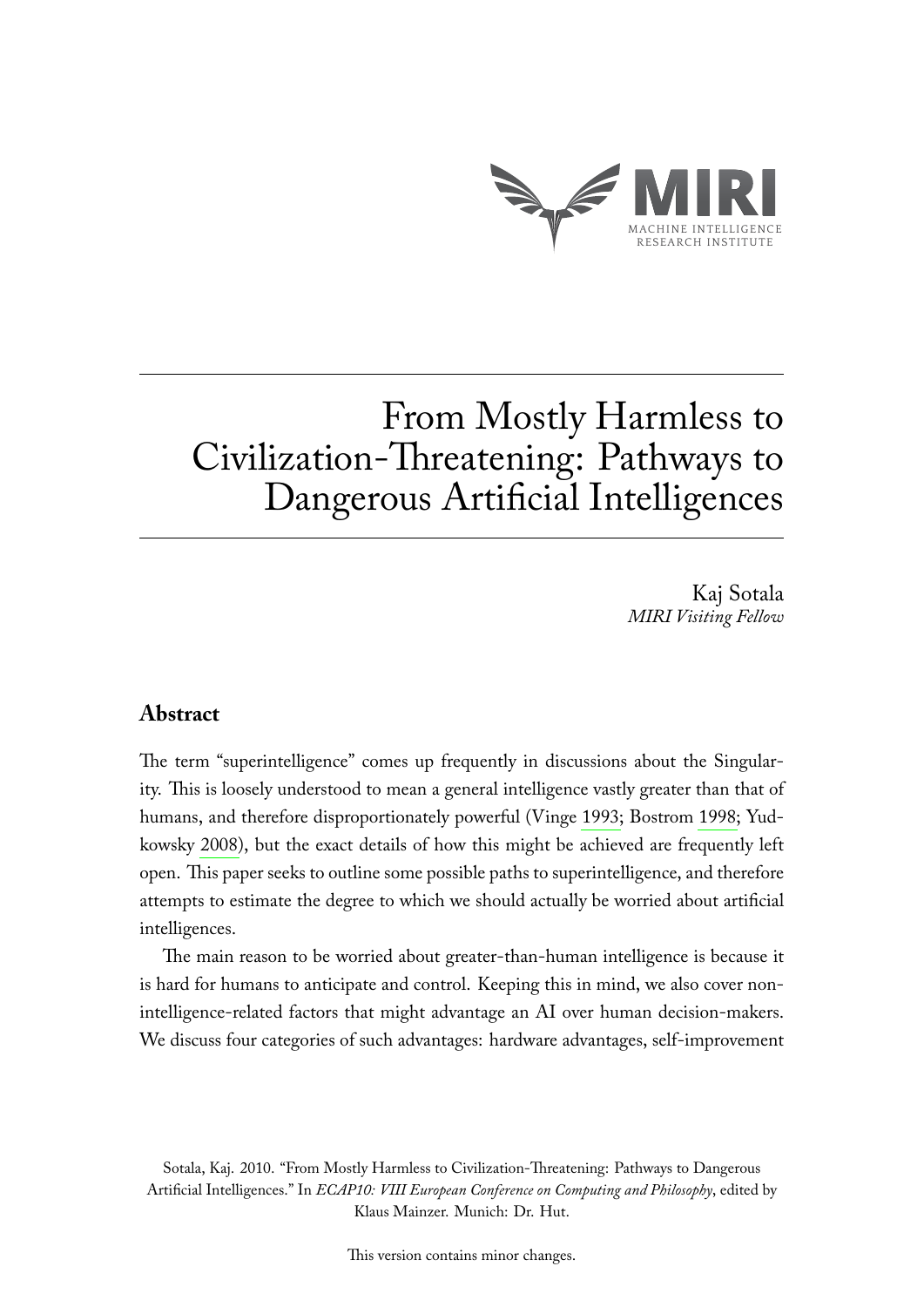MIRI

MACHINE INTELLIGENCE RESEARCH INSTITUTE

# From Mostly Harmless to Civilization-Threatening: Pathways to Dangerous Artificial Intelligences

Kaj Sotala
*MIRI Visiting Fellow*

## Abstract

The term "superintelligence" comes up frequently in discussions about the Singularity. This is loosely understood to mean a general intelligence vastly greater than that of humans, and therefore disproportionately powerful (Vinge 1993; Bostrom 1998; Yudkowsky 2008), but the exact details of how this might be achieved are frequently left open. This paper seeks to outline some possible paths to superintelligence, and therefore attempts to estimate the degree to which we should actually be worried about artificial intelligences.

The main reason to be worried about greater-than-human intelligence is because it is hard for humans to anticipate and control. Keeping this in mind, we also cover non-intelligence-related factors that might advantage an AI over human decision-makers. We discuss four categories of such advantages: hardware advantages, self-improvement

Sotala, Kaj. 2010. "From Mostly Harmless to Civilization-Threatening: Pathways to Dangerous Artificial Intelligences." In *ECAP10: VIII European Conference on Computing and Philosophy*, edited by Klaus Mainzer. Munich: Dr. Hut.

This version contains minor changes.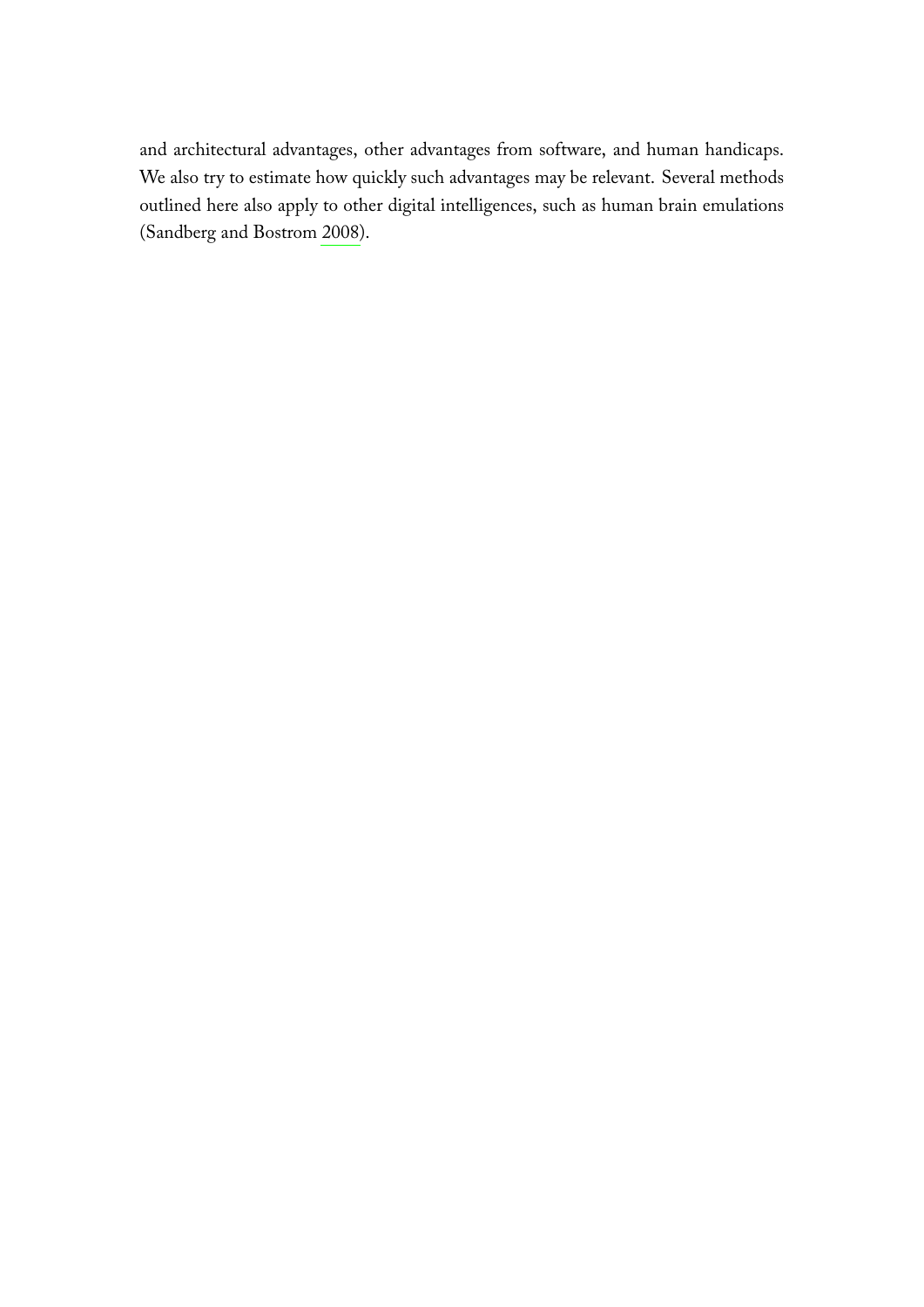and architectural advantages, other advantages from software, and human handicaps. We also try to estimate how quickly such advantages may be relevant. Several methods outlined here also apply to other digital intelligences, such as human brain emulations (Sandberg and Bostrom 2008).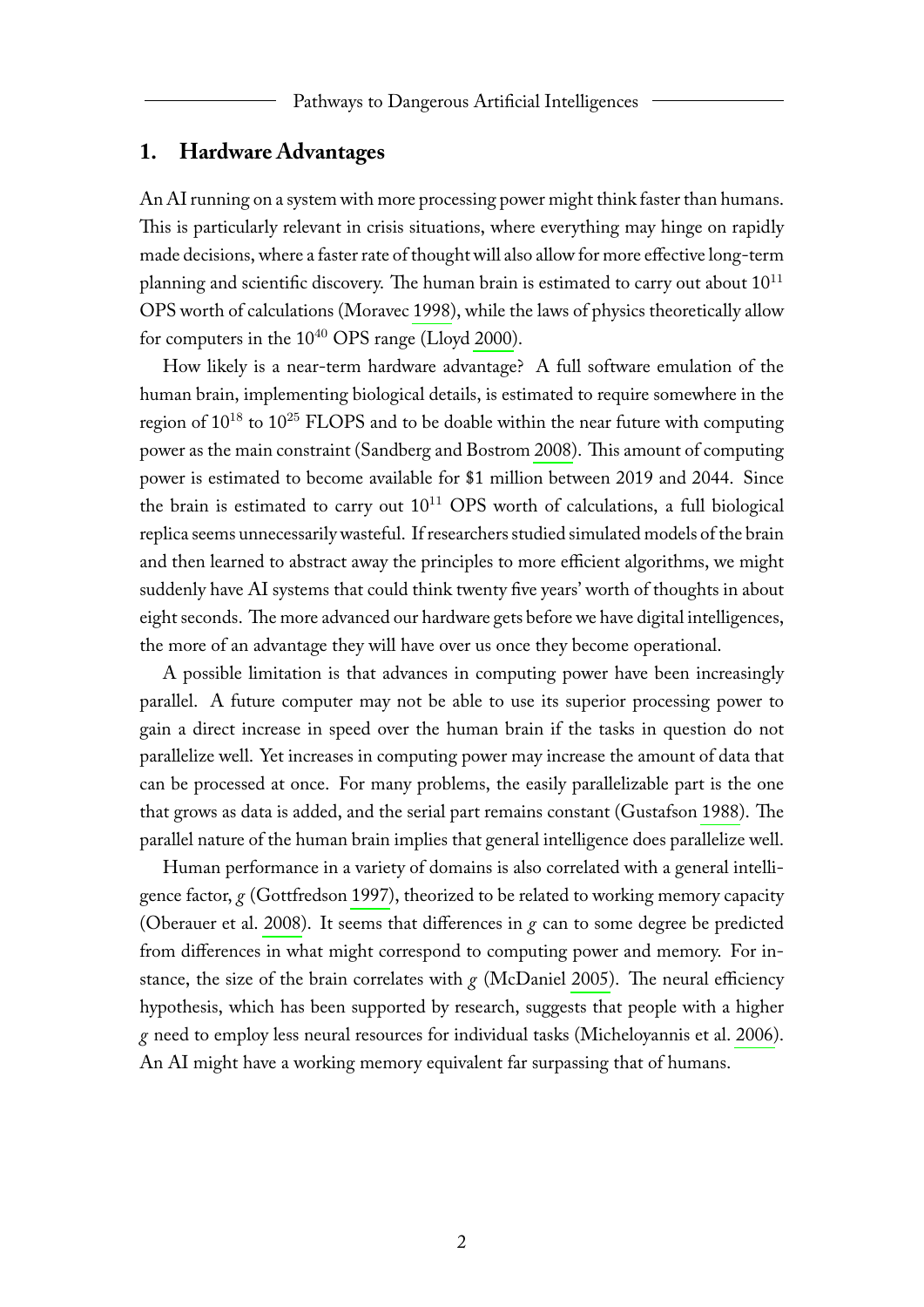## 1. Hardware Advantages

An AI running on a system with more processing power might think faster than humans. This is particularly relevant in crisis situations, where everything may hinge on rapidly made decisions, where a faster rate of thought will also allow for more effective long-term planning and scientific discovery. The human brain is estimated to carry out about $10^{11}$ OPS worth of calculations (Moravec 1998), while the laws of physics theoretically allow for computers in the $10^{40}$ OPS range (Lloyd 2000).

How likely is a near-term hardware advantage? A full software emulation of the human brain, implementing biological details, is estimated to require somewhere in the region of $10^{18}$ to $10^{25}$ FLOPS and to be doable within the near future with computing power as the main constraint (Sandberg and Bostrom 2008). This amount of computing power is estimated to become available for $1 million between 2019 and 2044. Since the brain is estimated to carry out $10^{11}$ OPS worth of calculations, a full biological replica seems unnecessarily wasteful. If researchers studied simulated models of the brain and then learned to abstract away the principles to more efficient algorithms, we might suddenly have AI systems that could think twenty five years' worth of thoughts in about eight seconds. The more advanced our hardware gets before we have digital intelligences, the more of an advantage they will have over us once they become operational.

A possible limitation is that advances in computing power have been increasingly parallel. A future computer may not be able to use its superior processing power to gain a direct increase in speed over the human brain if the tasks in question do not parallelize well. Yet increases in computing power may increase the amount of data that can be processed at once. For many problems, the easily parallelizable part is the one that grows as data is added, and the serial part remains constant (Gustafson 1988). The parallel nature of the human brain implies that general intelligence does parallelize well.

Human performance in a variety of domains is also correlated with a general intelligence factor, *g* (Gottfredson 1997), theorized to be related to working memory capacity (Oberauer et al. 2008). It seems that differences in *g* can to some degree be predicted from differences in what might correspond to computing power and memory. For instance, the size of the brain correlates with *g* (McDaniel 2005). The neural efficiency hypothesis, which has been supported by research, suggests that people with a higher *g* need to employ less neural resources for individual tasks (Micheloyannis et al. 2006). An AI might have a working memory equivalent far surpassing that of humans.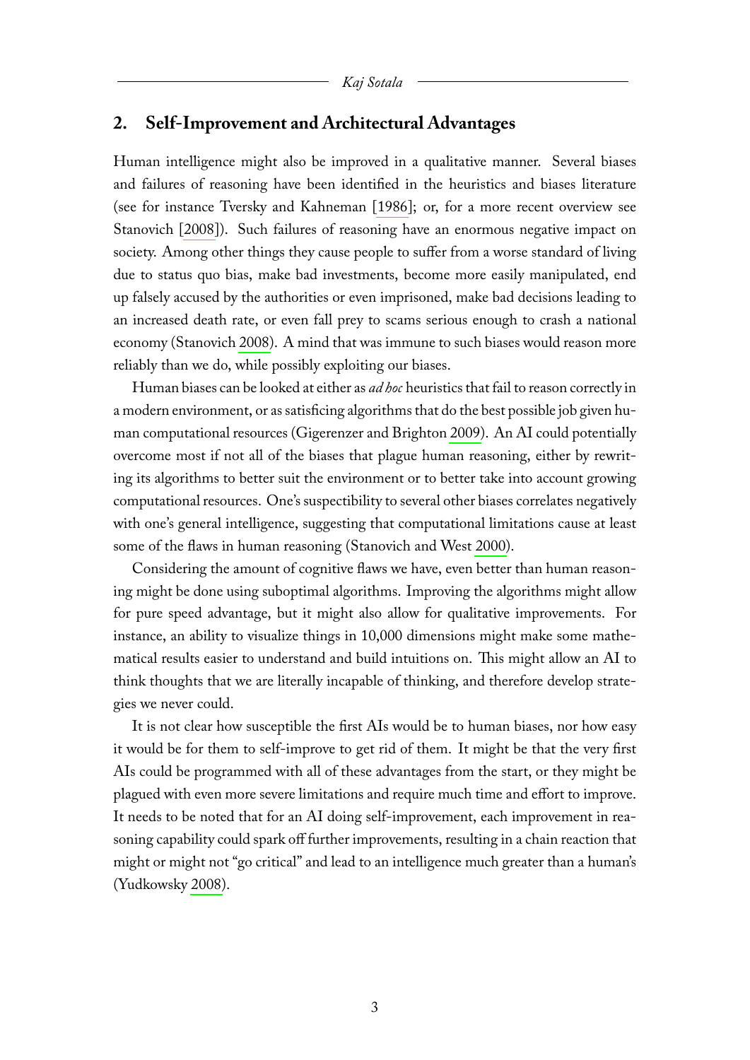## 2. Self-Improvement and Architectural Advantages

Human intelligence might also be improved in a qualitative manner. Several biases and failures of reasoning have been identified in the heuristics and biases literature (see for instance Tversky and Kahneman [1986]; or, for a more recent overview see Stanovich [2008]). Such failures of reasoning have an enormous negative impact on society. Among other things they cause people to suffer from a worse standard of living due to status quo bias, make bad investments, become more easily manipulated, end up falsely accused by the authorities or even imprisoned, make bad decisions leading to an increased death rate, or even fall prey to scams serious enough to crash a national economy (Stanovich 2008). A mind that was immune to such biases would reason more reliably than we do, while possibly exploiting our biases.

Human biases can be looked at either as *ad hoc* heuristics that fail to reason correctly in a modern environment, or as satisficing algorithms that do the best possible job given human computational resources (Gigerenzer and Brighton 2009). An AI could potentially overcome most if not all of the biases that plague human reasoning, either by rewriting its algorithms to better suit the environment or to better take into account growing computational resources. One's suspectibility to several other biases correlates negatively with one's general intelligence, suggesting that computational limitations cause at least some of the flaws in human reasoning (Stanovich and West 2000).

Considering the amount of cognitive flaws we have, even better than human reasoning might be done using suboptimal algorithms. Improving the algorithms might allow for pure speed advantage, but it might also allow for qualitative improvements. For instance, an ability to visualize things in 10,000 dimensions might make some mathematical results easier to understand and build intuitions on. This might allow an AI to think thoughts that we are literally incapable of thinking, and therefore develop strategies we never could.

It is not clear how susceptible the first AIs would be to human biases, nor how easy it would be for them to self-improve to get rid of them. It might be that the very first AIs could be programmed with all of these advantages from the start, or they might be plagued with even more severe limitations and require much time and effort to improve. It needs to be noted that for an AI doing self-improvement, each improvement in reasoning capability could spark off further improvements, resulting in a chain reaction that might or might not "go critical" and lead to an intelligence much greater than a human's (Yudkowsky 2008).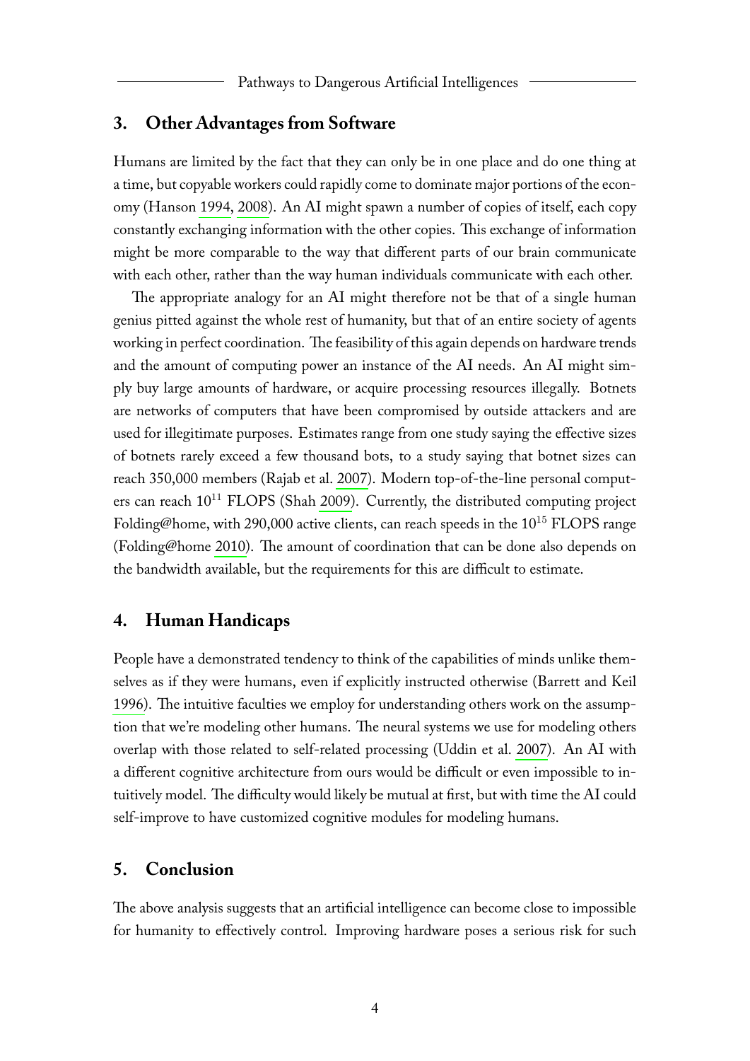## 3. Other Advantages from Software

Humans are limited by the fact that they can only be in one place and do one thing at a time, but copyable workers could rapidly come to dominate major portions of the economy (Hanson 1994, 2008). An AI might spawn a number of copies of itself, each copy constantly exchanging information with the other copies. This exchange of information might be more comparable to the way that different parts of our brain communicate with each other, rather than the way human individuals communicate with each other.

The appropriate analogy for an AI might therefore not be that of a single human genius pitted against the whole rest of humanity, but that of an entire society of agents working in perfect coordination. The feasibility of this again depends on hardware trends and the amount of computing power an instance of the AI needs. An AI might simply buy large amounts of hardware, or acquire processing resources illegally. Botnets are networks of computers that have been compromised by outside attackers and are used for illegitimate purposes. Estimates range from one study saying the effective sizes of botnets rarely exceed a few thousand bots, to a study saying that botnet sizes can reach 350,000 members (Rajab et al. 2007). Modern top-of-the-line personal computers can reach $10^{11}$ FLOPS (Shah 2009). Currently, the distributed computing project Folding@home, with 290,000 active clients, can reach speeds in the $10^{15}$ FLOPS range (Folding@home 2010). The amount of coordination that can be done also depends on the bandwidth available, but the requirements for this are difficult to estimate.

## 4. Human Handicaps

People have a demonstrated tendency to think of the capabilities of minds unlike themselves as if they were humans, even if explicitly instructed otherwise (Barrett and Keil 1996). The intuitive faculties we employ for understanding others work on the assumption that we're modeling other humans. The neural systems we use for modeling others overlap with those related to self-related processing (Uddin et al. 2007). An AI with a different cognitive architecture from ours would be difficult or even impossible to intuitively model. The difficulty would likely be mutual at first, but with time the AI could self-improve to have customized cognitive modules for modeling humans.

## 5. Conclusion

The above analysis suggests that an artificial intelligence can become close to impossible for humanity to effectively control. Improving hardware poses a serious risk for such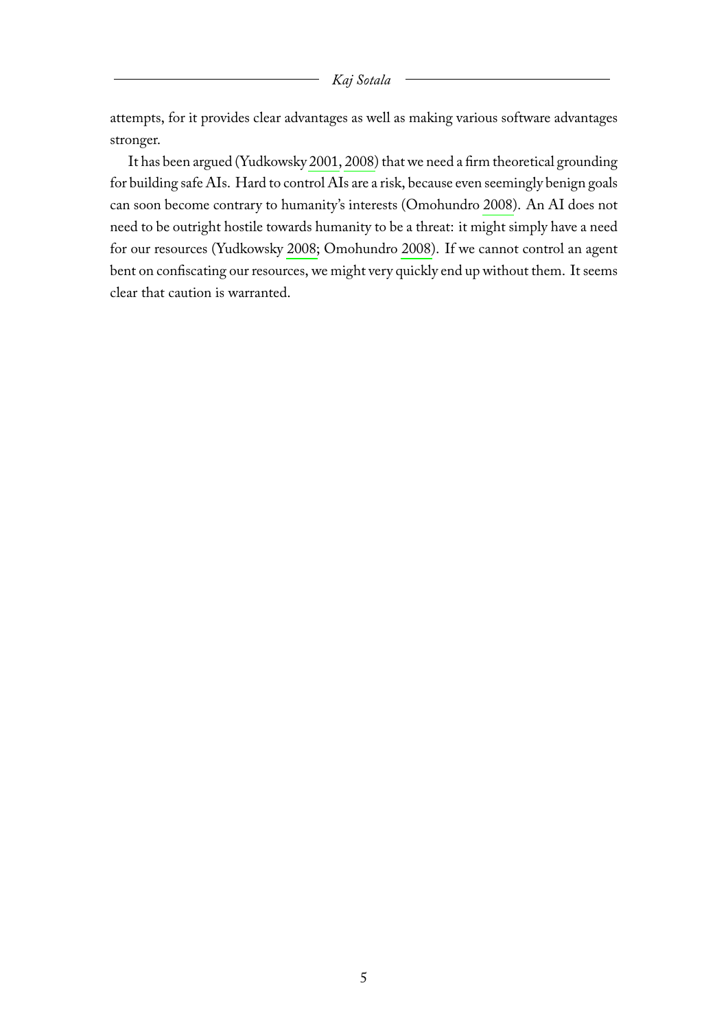attempts, for it provides clear advantages as well as making various software advantages stronger.

It has been argued (Yudkowsky 2001, 2008) that we need a firm theoretical grounding for building safe AIs. Hard to control AIs are a risk, because even seemingly benign goals can soon become contrary to humanity's interests (Omohundro 2008). An AI does not need to be outright hostile towards humanity to be a threat: it might simply have a need for our resources (Yudkowsky 2008; Omohundro 2008). If we cannot control an agent bent on confiscating our resources, we might very quickly end up without them. It seems clear that caution is warranted.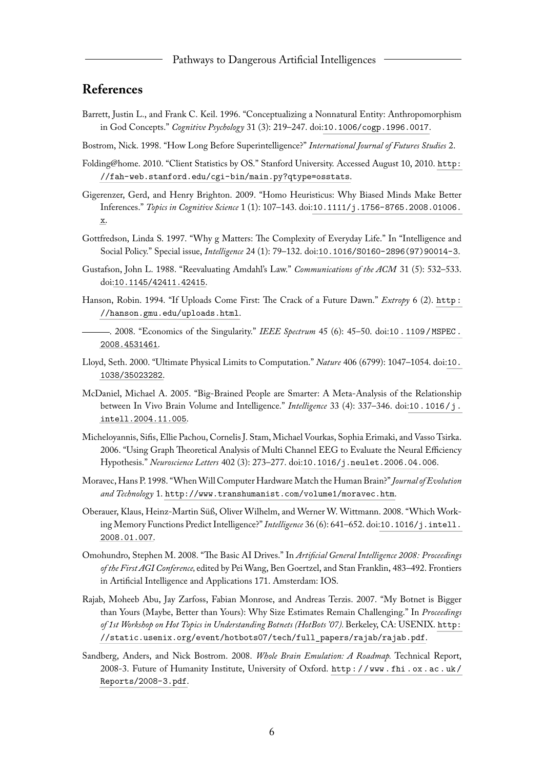## References

Barrett, Justin L., and Frank C. Keil. 1996. "Conceptualizing a Nonnatural Entity: Anthropomorphism in God Concepts." *Cognitive Psychology* 31 (3): 219–247. doi:10.1006/cogp.1996.0017.

Bostrom, Nick. 1998. "How Long Before Superintelligence?" *International Journal of Futures Studies* 2.

Folding@home. 2010. "Client Statistics by OS." Stanford University. Accessed August 10, 2010. http://fah-web.stanford.edu/cgi-bin/main.py?qtype=osstats.

Gigerenzer, Gerd, and Henry Brighton. 2009. "Homo Heuristicus: Why Biased Minds Make Better Inferences." *Topics in Cognitive Science* 1 (1): 107–143. doi:10.1111/j.1756-8765.2008.01006.x.

Gottfredson, Linda S. 1997. "Why g Matters: The Complexity of Everyday Life." In "Intelligence and Social Policy." Special issue, *Intelligence* 24 (1): 79–132. doi:10.1016/S0160-2896(97)90014-3.

Gustafson, John L. 1988. "Reevaluating Amdahl's Law." *Communications of the ACM* 31 (5): 532–533. doi:10.1145/42411.42415.

Hanson, Robin. 1994. "If Uploads Come First: The Crack of a Future Dawn." *Extropy* 6 (2). http://hanson.gmu.edu/uploads.html.

———. 2008. "Economics of the Singularity." *IEEE Spectrum* 45 (6): 45–50. doi:10.1109/MSPEC.2008.4531461.

Lloyd, Seth. 2000. "Ultimate Physical Limits to Computation." *Nature* 406 (6799): 1047–1054. doi:10.1038/35023282.

McDaniel, Michael A. 2005. "Big-Brained People are Smarter: A Meta-Analysis of the Relationship between In Vivo Brain Volume and Intelligence." *Intelligence* 33 (4): 337–346. doi:10.1016/j.intell.2004.11.005.

Micheloyannis, Sifis, Ellie Pachou, Cornelis J. Stam, Michael Vourkas, Sophia Erimaki, and Vasso Tsirka. 2006. "Using Graph Theoretical Analysis of Multi Channel EEG to Evaluate the Neural Efficiency Hypothesis." *Neuroscience Letters* 402 (3): 273–277. doi:10.1016/j.neulet.2006.04.006.

Moravec, Hans P. 1998. "When Will Computer Hardware Match the Human Brain?" *Journal of Evolution and Technology* 1. http://www.transhumanist.com/volume1/moravec.htm.

Oberauer, Klaus, Heinz-Martin Süß, Oliver Wilhelm, and Werner W. Wittmann. 2008. "Which Working Memory Functions Predict Intelligence?" *Intelligence* 36 (6): 641–652. doi:10.1016/j.intell.2008.01.007.

Omohundro, Stephen M. 2008. "The Basic AI Drives." In *Artificial General Intelligence 2008: Proceedings of the First AGI Conference,* edited by Pei Wang, Ben Goertzel, and Stan Franklin, 483–492. Frontiers in Artificial Intelligence and Applications 171. Amsterdam: IOS.

Rajab, Moheeb Abu, Jay Zarfoss, Fabian Monrose, and Andreas Terzis. 2007. "My Botnet is Bigger than Yours (Maybe, Better than Yours): Why Size Estimates Remain Challenging." In *Proceedings of 1st Workshop on Hot Topics in Understanding Botnets (HotBots '07).* Berkeley, CA: USENIX. http://static.usenix.org/event/hotbots07/tech/full_papers/rajab/rajab.pdf.

Sandberg, Anders, and Nick Bostrom. 2008. *Whole Brain Emulation: A Roadmap.* Technical Report, 2008-3. Future of Humanity Institute, University of Oxford. http://www.fhi.ox.ac.uk/Reports/2008-3.pdf.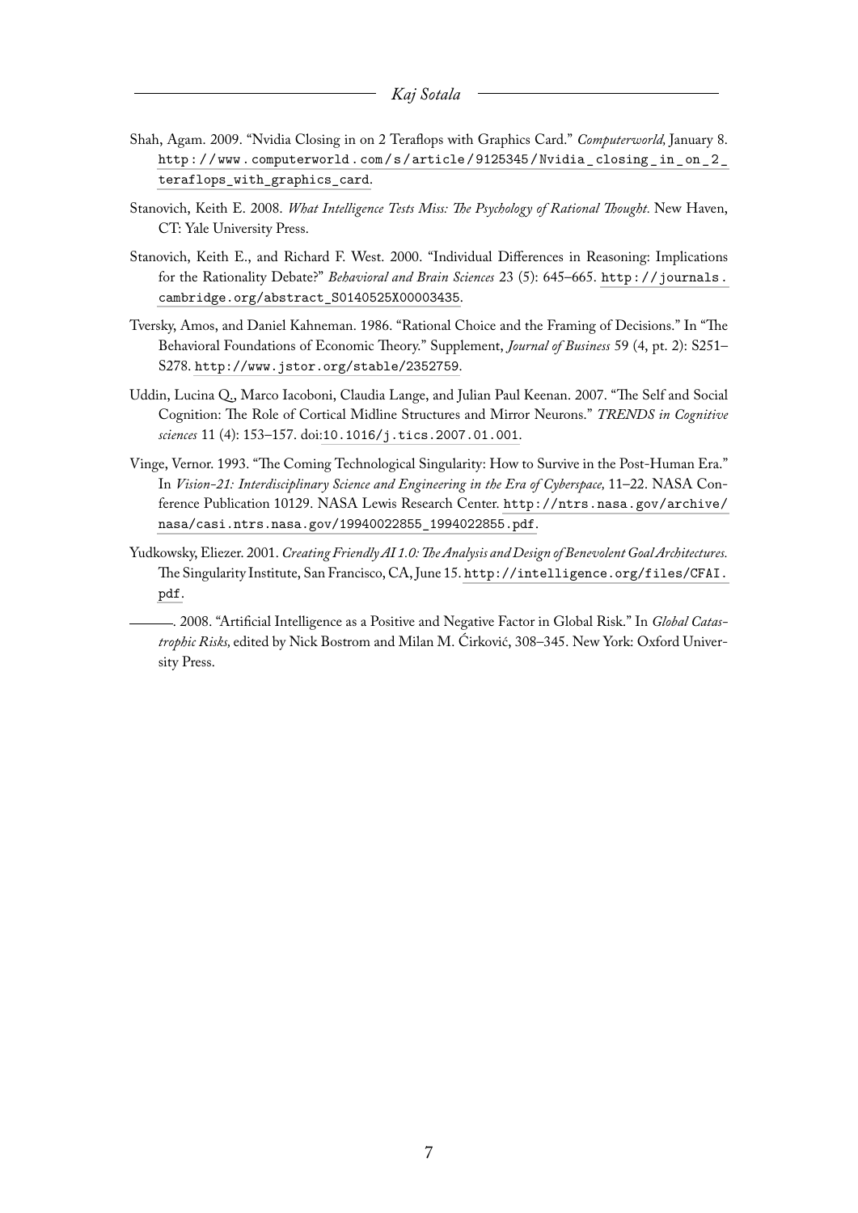Shah, Agam. 2009. "Nvidia Closing in on 2 Teraflops with Graphics Card." *Computerworld,* January 8. http://www.computerworld.com/s/article/9125345/Nvidia_closing_in_on_2_teraflops_with_graphics_card.

Stanovich, Keith E. 2008. *What Intelligence Tests Miss: The Psychology of Rational Thought.* New Haven, CT: Yale University Press.

Stanovich, Keith E., and Richard F. West. 2000. "Individual Differences in Reasoning: Implications for the Rationality Debate?" *Behavioral and Brain Sciences* 23 (5): 645–665. http://journals.cambridge.org/abstract_S0140525X00003435.

Tversky, Amos, and Daniel Kahneman. 1986. "Rational Choice and the Framing of Decisions." In "The Behavioral Foundations of Economic Theory." Supplement, *Journal of Business* 59 (4, pt. 2): S251–S278. http://www.jstor.org/stable/2352759.

Uddin, Lucina Q., Marco Iacoboni, Claudia Lange, and Julian Paul Keenan. 2007. "The Self and Social Cognition: The Role of Cortical Midline Structures and Mirror Neurons." *TRENDS in Cognitive sciences* 11 (4): 153–157. doi:10.1016/j.tics.2007.01.001.

Vinge, Vernor. 1993. "The Coming Technological Singularity: How to Survive in the Post-Human Era." In *Vision-21: Interdisciplinary Science and Engineering in the Era of Cyberspace,* 11–22. NASA Conference Publication 10129. NASA Lewis Research Center. http://ntrs.nasa.gov/archive/nasa/casi.ntrs.nasa.gov/19940022855_1994022855.pdf.

Yudkowsky, Eliezer. 2001. *Creating Friendly AI 1.0: The Analysis and Design of Benevolent Goal Architectures.* The Singularity Institute, San Francisco, CA, June 15. http://intelligence.org/files/CFAI.pdf.

———. 2008. "Artificial Intelligence as a Positive and Negative Factor in Global Risk." In *Global Catastrophic Risks,* edited by Nick Bostrom and Milan M. Ćirković, 308–345. New York: Oxford University Press.